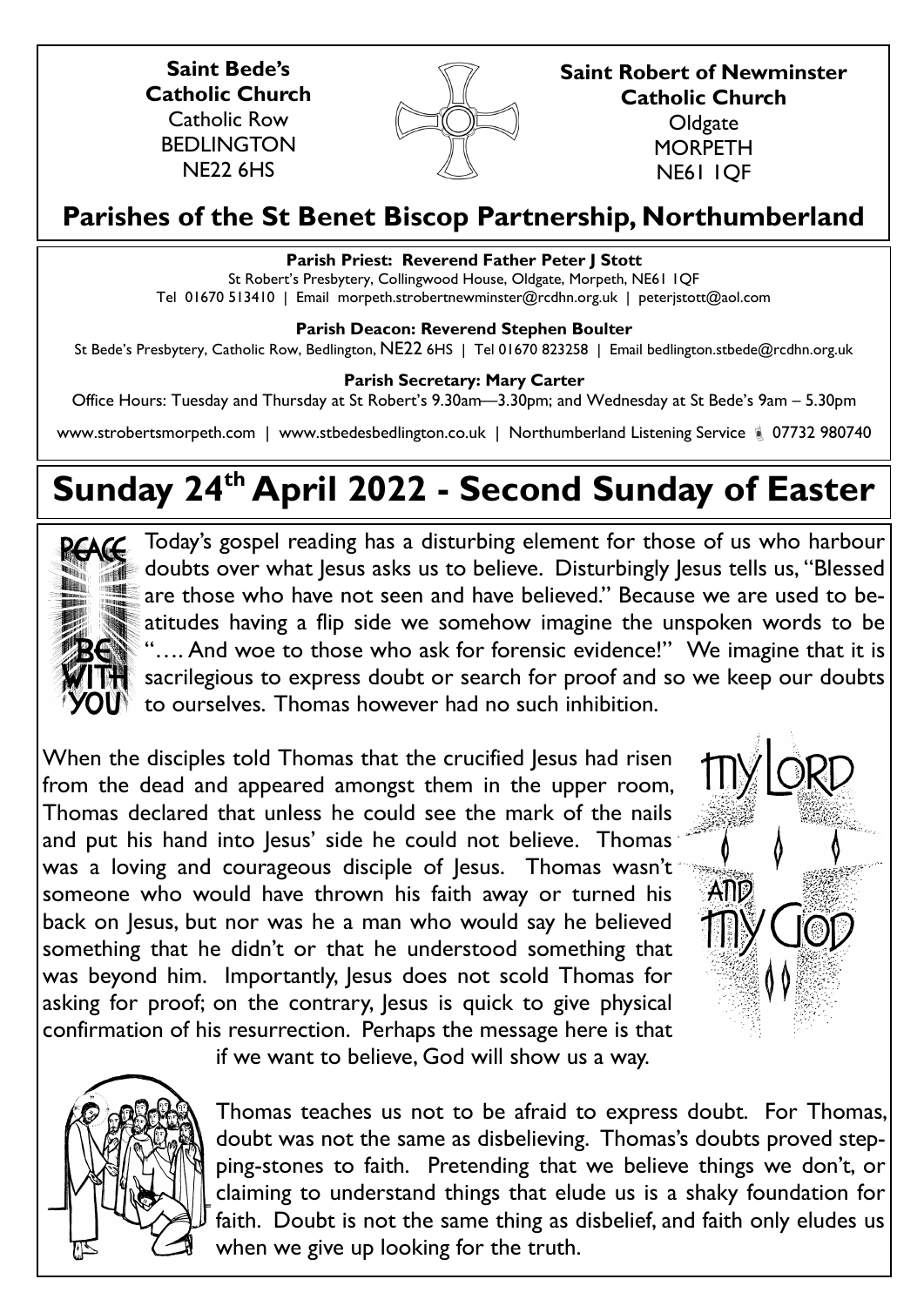**Saint Bede's Catholic Church**
Catholic Row
BEDLINGTON
NE22 6HS

**Saint Robert of Newminster Catholic Church**
Oldgate
MORPETH
NE61 1QF

## Parishes of the St Benet Biscop Partnership, Northumberland

**Parish Priest: Reverend Father Peter J Stott**
St Robert's Presbytery, Collingwood House, Oldgate, Morpeth, NE61 1QF
Tel 01670 513410 | Email morpeth.strobertnewminster@rcdhn.org.uk | peterjstott@aol.com

**Parish Deacon: Reverend Stephen Boulter**
St Bede's Presbytery, Catholic Row, Bedlington, NE22 6HS | Tel 01670 823258 | Email bedlington.stbede@rcdhn.org.uk

**Parish Secretary: Mary Carter**
Office Hours: Tuesday and Thursday at St Robert's 9.30am—3.30pm; and Wednesday at St Bede's 9am – 5.30pm

www.strobertsmorpeth.com | www.stbedesbedlington.co.uk | Northumberland Listening Service 07732 980740

# Sunday 24th April 2022 - Second Sunday of Easter

Today's gospel reading has a disturbing element for those of us who harbour doubts over what Jesus asks us to believe. Disturbingly Jesus tells us, "Blessed are those who have not seen and have believed." Because we are used to beatitudes having a flip side we somehow imagine the unspoken words to be "…. And woe to those who ask for forensic evidence!" We imagine that it is sacrilegious to express doubt or search for proof and so we keep our doubts to ourselves. Thomas however had no such inhibition.

When the disciples told Thomas that the crucified Jesus had risen from the dead and appeared amongst them in the upper room, Thomas declared that unless he could see the mark of the nails and put his hand into Jesus' side he could not believe. Thomas was a loving and courageous disciple of Jesus. Thomas wasn't someone who would have thrown his faith away or turned his back on Jesus, but nor was he a man who would say he believed something that he didn't or that he understood something that was beyond him. Importantly, Jesus does not scold Thomas for asking for proof; on the contrary, Jesus is quick to give physical confirmation of his resurrection. Perhaps the message here is that if we want to believe, God will show us a way.

Thomas teaches us not to be afraid to express doubt. For Thomas, doubt was not the same as disbelieving. Thomas's doubts proved stepping-stones to faith. Pretending that we believe things we don't, or claiming to understand things that elude us is a shaky foundation for faith. Doubt is not the same thing as disbelief, and faith only eludes us when we give up looking for the truth.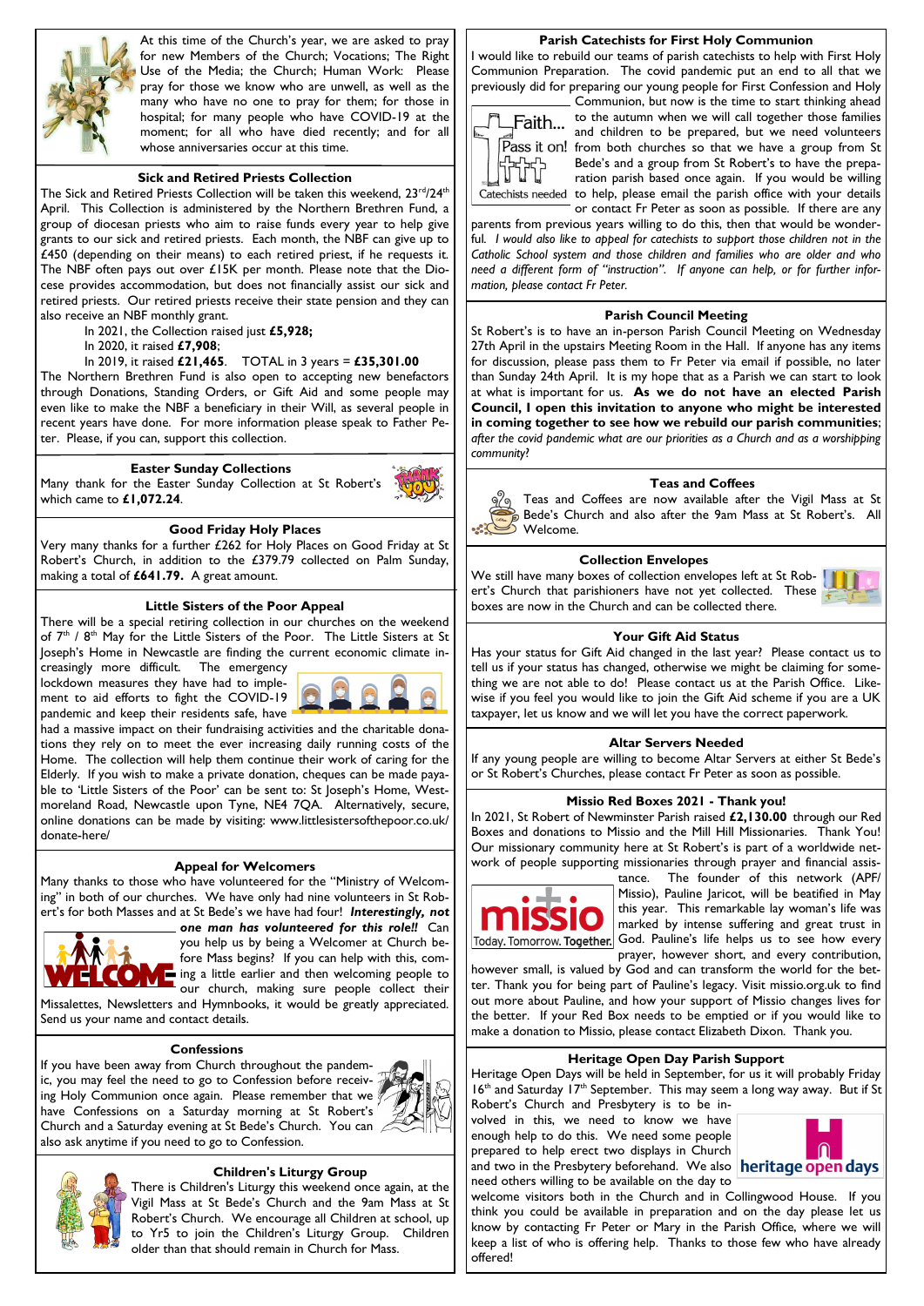At this time of the Church's year, we are asked to pray for new Members of the Church; The Right Use of the Media; the Church; Human Work: Please pray for those we know who are unwell, as well as the many who have no one to pray for them; for those in hospital; for many people who have COVID-19 at the moment; for all who have died recently; and for all whose anniversaries occur at this time.

### Sick and Retired Priests Collection

The Sick and Retired Priests Collection will be taken this weekend, 23rd/24th April. This Collection is administered by the Northern Brethren Fund, a group of diocesan priests who aim to raise funds every year to help give grants to our sick and retired priests. Each month, the NBF can give up to £450 (depending on their means) to each retired priest, if he requests it. The NBF often pays out over £15K per month. Please note that the Diocese provides accommodation, but does not financially assist our sick and retired priests. Our retired priests receive their state pension and they can also receive an NBF monthly grant.

In 2021, the Collection raised just **£5,928;**

In 2020, it raised **£7,908**;

In 2019, it raised **£21,465**. TOTAL in 3 years = **£35,301.00**

The Northern Brethren Fund is also open to accepting new benefactors through Donations, Standing Orders, or Gift Aid and some people may even like to make the NBF a beneficiary in their Will, as several people in recent years have done. For more information please speak to Father Peter. Please, if you can, support this collection.

### Easter Sunday Collections

Many thank for the Easter Sunday Collection at St Robert's which came to **£1,072.24**.

### Good Friday Holy Places

Very many thanks for a further £262 for Holy Places on Good Friday at St Robert's Church, in addition to the £379.79 collected on Palm Sunday, making a total of **£641.79.** A great amount.

### Little Sisters of the Poor Appeal

There will be a special retiring collection in our churches on the weekend of 7th / 8th May for the Little Sisters of the Poor. The Little Sisters at St Joseph's Home in Newcastle are finding the current economic climate increasingly more difficult. The emergency lockdown measures they have had to implement to aid efforts to fight the COVID-19 pandemic and keep their residents safe, have had a massive impact on their fundraising activities and the charitable donations they rely on to meet the ever increasing daily running costs of the Home. The collection will help them continue their work of caring for the Elderly. If you wish to make a private donation, cheques can be made payable to 'Little Sisters of the Poor' can be sent to: St Joseph's Home, Westmoreland Road, Newcastle upon Tyne, NE4 7QA. Alternatively, secure, online donations can be made by visiting: www.littlesistersofthepoor.co.uk/donate-here/

### Appeal for Welcomers

Many thanks to those who have volunteered for the "Ministry of Welcoming" in both of our churches. We have only had nine volunteers in St Robert's for both Masses and at St Bede's we have had four! ***Interestingly, not one man has volunteered for this role!!*** Can you help us by being a Welcomer at Church before Mass begins? If you can help with this, coming a little earlier and then welcoming people to our church, making sure people collect their Missalettes, Newsletters and Hymnbooks, it would be greatly appreciated. Send us your name and contact details.

### Confessions

If you have been away from Church throughout the pandemic, you may feel the need to go to Confession before receiving Holy Communion once again. Please remember that we have Confessions on a Saturday morning at St Robert's Church and a Saturday evening at St Bede's Church. You can also ask anytime if you need to go to Confession.

### Children's Liturgy Group

There is Children's Liturgy this weekend once again, at the Vigil Mass at St Bede's Church and the 9am Mass at St Robert's Church. We encourage all Children at school, up to Yr5 to join the Children's Liturgy Group. Children older than that should remain in Church for Mass.

### Parish Catechists for First Holy Communion

I would like to rebuild our teams of parish catechists to help with First Holy Communion Preparation. The covid pandemic put an end to all that we previously did for preparing our young people for First Confession and Holy Communion, but now is the time to start thinking ahead to the autumn when we will call together those families and children to be prepared, but we need volunteers from both churches so that we have a group from St Bede's and a group from St Robert's to have the preparation parish based once again. If you would be willing to help, please email the parish office with your details or contact Fr Peter as soon as possible. If there are any parents from previous years willing to do this, then that would be wonderful. *I would also like to appeal for catechists to support those children not in the Catholic School system and those children and families who are older and who need a different form of "instruction". If anyone can help, or for further information, please contact Fr Peter.*

### Parish Council Meeting

St Robert's is to have an in-person Parish Council Meeting on Wednesday 27th April in the upstairs Meeting Room in the Hall. If anyone has any items for discussion, please pass them to Fr Peter via email if possible, no later than Sunday 24th April. It is my hope that as a Parish we can start to look at what is important for us. **As we do not have an elected Parish Council, I open this invitation to anyone who might be interested in coming together to see how we rebuild our parish communities**; *after the covid pandemic what are our priorities as a Church and as a worshipping community?*

### Teas and Coffees

Teas and Coffees are now available after the Vigil Mass at St Bede's Church and also after the 9am Mass at St Robert's. All Welcome.

### Collection Envelopes

We still have many boxes of collection envelopes left at St Robert's Church that parishioners have not yet collected. These boxes are now in the Church and can be collected there.

### Your Gift Aid Status

Has your status for Gift Aid changed in the last year? Please contact us to tell us if your status has changed, otherwise we might be claiming for something we are not able to do! Please contact us at the Parish Office. Likewise if you feel you would like to join the Gift Aid scheme if you are a UK taxpayer, let us know and we will let you have the correct paperwork.

### Altar Servers Needed

If any young people are willing to become Altar Servers at either St Bede's or St Robert's Churches, please contact Fr Peter as soon as possible.

### Missio Red Boxes 2021 - Thank you!

In 2021, St Robert of Newminster Parish raised **£2,130.00** through our Red Boxes and donations to Missio and the Mill Hill Missionaries. Thank You! Our missionary community here at St Robert's is part of a worldwide network of people supporting missionaries through prayer and financial assistance. The founder of this network (APF/ Missio), Pauline Jaricot, will be beatified in May this year. This remarkable lay woman's life was marked by intense suffering and great trust in God. Pauline's life helps us to see how every prayer, however short, and every contribution, however small, is valued by God and can transform the world for the better. Thank you for being part of Pauline's legacy. Visit missio.org.uk to find out more about Pauline, and how your support of Missio changes lives for the better. If your Red Box needs to be emptied or if you would like to make a donation to Missio, please contact Elizabeth Dixon. Thank you.

### Heritage Open Day Parish Support

Heritage Open Days will be held in September, for us it will probably Friday 16th and Saturday 17th September. This may seem a long way away. But if St Robert's Church and Presbytery is to be involved in this, we need to know we have enough help to do this. We need some people prepared to help erect two displays in Church and two in the Presbytery beforehand. We also need others willing to be available on the day to welcome visitors both in the Church and in Collingwood House. If you think you could be available in preparation and on the day please let us know by contacting Fr Peter or Mary in the Parish Office, where we will keep a list of who is offering help. Thanks to those few who have already offered!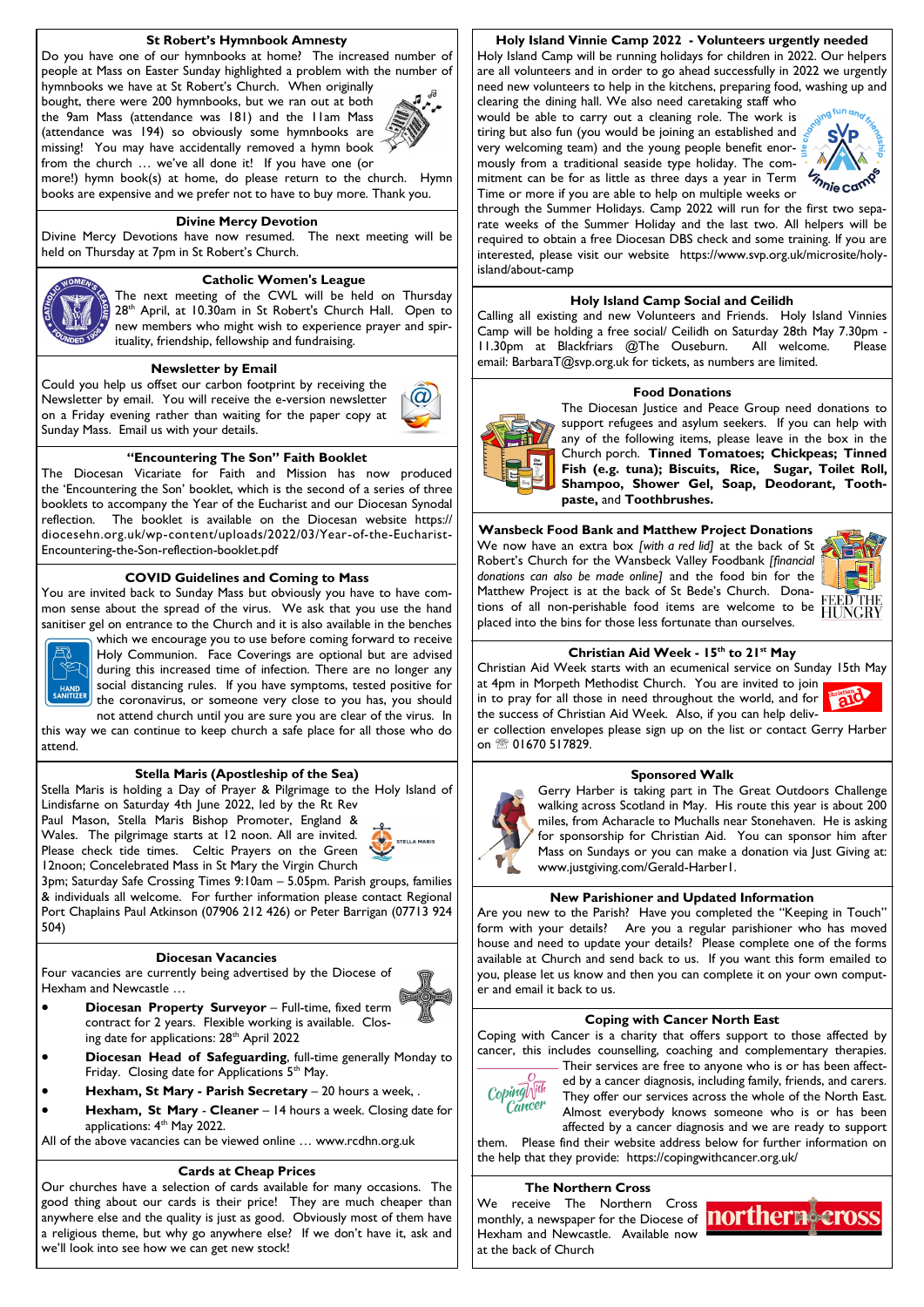## St Robert's Hymnbook Amnesty

Do you have one of our hymnbooks at home? The increased number of people at Mass on Easter Sunday highlighted a problem with the number of hymnbooks we have at St Robert's Church. When originally bought, there were 200 hymnbooks, but we ran out at both the 9am Mass (attendance was 181) and the 11am Mass (attendance was 194) so obviously some hymnbooks are missing! You may have accidentally removed a hymn book from the church … we've all done it! If you have one (or more!) hymn book(s) at home, do please return to the church. Hymn books are expensive and we prefer not to have to buy more. Thank you.

## Divine Mercy Devotion

Divine Mercy Devotions have now resumed. The next meeting will be held on Thursday at 7pm in St Robert's Church.

## Catholic Women's League

The next meeting of the CWL will be held on Thursday 28th April, at 10.30am in St Robert's Church Hall. Open to new members who might wish to experience prayer and spirituality, friendship, fellowship and fundraising.

## Newsletter by Email

Could you help us offset our carbon footprint by receiving the Newsletter by email. You will receive the e-version newsletter on a Friday evening rather than waiting for the paper copy at Sunday Mass. Email us with your details.

## "Encountering The Son" Faith Booklet

The Diocesan Vicariate for Faith and Mission has now produced the 'Encountering the Son' booklet, which is the second of a series of three booklets to accompany the Year of the Eucharist and our Diocesan Synodal reflection. The booklet is available on the Diocesan website https://diocesehn.org.uk/wp-content/uploads/2022/03/Year-of-the-Eucharist-Encountering-the-Son-reflection-booklet.pdf

## COVID Guidelines and Coming to Mass

You are invited back to Sunday Mass but obviously you have to have common sense about the spread of the virus. We ask that you use the hand sanitiser gel on entrance to the Church and it is also available in the benches which we encourage you to use before coming forward to receive Holy Communion. Face Coverings are optional but are advised during this increased time of infection. There are no longer any social distancing rules. If you have symptoms, tested positive for the coronavirus, or someone very close to you has, you should not attend church until you are sure you are clear of the virus. In this way we can continue to keep church a safe place for all those who do attend.

## Stella Maris (Apostleship of the Sea)

Stella Maris is holding a Day of Prayer & Pilgrimage to the Holy Island of Lindisfarne on Saturday 4th June 2022, led by the Rt Rev Paul Mason, Stella Maris Bishop Promoter, England & Wales. The pilgrimage starts at 12 noon. All are invited. Please check tide times. Celtic Prayers on the Green 12noon; Concelebrated Mass in St Mary the Virgin Church 3pm; Saturday Safe Crossing Times 9:10am – 5.05pm. Parish groups, families & individuals all welcome. For further information please contact Regional Port Chaplains Paul Atkinson (07906 212 426) or Peter Barrigan (07713 924 504)

## Diocesan Vacancies

Four vacancies are currently being advertised by the Diocese of Hexham and Newcastle …

- **Diocesan Property Surveyor** – Full-time, fixed term contract for 2 years. Flexible working is available. Closing date for applications: 28th April 2022
- **Diocesan Head of Safeguarding**, full-time generally Monday to Friday. Closing date for Applications 5th May.
- **Hexham, St Mary - Parish Secretary** – 20 hours a week, .
- **Hexham, St Mary - Cleaner** – 14 hours a week. Closing date for applications: 4th May 2022.

All of the above vacancies can be viewed online … www.rcdhn.org.uk

## Cards at Cheap Prices

Our churches have a selection of cards available for many occasions. The good thing about our cards is their price! They are much cheaper than anywhere else and the quality is just as good. Obviously most of them have a religious theme, but why go anywhere else? If we don't have it, ask and we'll look into see how we can get new stock!

## Holy Island Vinnie Camp 2022 - Volunteers urgently needed

Holy Island Camp will be running holidays for children in 2022. Our helpers are all volunteers and in order to go ahead successfully in 2022 we urgently need new volunteers to help in the kitchens, preparing food, washing up and clearing the dining hall. We also need caretaking staff who would be able to carry out a cleaning role. The work is tiring but also fun (you would be joining an established and very welcoming team) and the young people benefit enormously from a traditional seaside type holiday. The commitment can be for as little as three days a year in Term Time or more if you are able to help on multiple weeks or through the Summer Holidays. Camp 2022 will run for the first two separate weeks of the Summer Holiday and the last two. All helpers will be required to obtain a free Diocesan DBS check and some training. If you are interested, please visit our website https://www.svp.org.uk/microsite/holy-island/about-camp

## Holy Island Camp Social and Ceilidh

Calling all existing and new Volunteers and Friends. Holy Island Vinnies Camp will be holding a free social/ Ceilidh on Saturday 28th May 7.30pm - 11.30pm at Blackfriars @The Ouseburn. All welcome. Please email: BarbaraT@svp.org.uk for tickets, as numbers are limited.

## Food Donations

The Diocesan Justice and Peace Group need donations to support refugees and asylum seekers. If you can help with any of the following items, please leave in the box in the Church porch. **Tinned Tomatoes; Chickpeas; Tinned Fish (e.g. tuna); Biscuits, Rice, Sugar, Toilet Roll, Shampoo, Shower Gel, Soap, Deodorant, Toothpaste,** and **Toothbrushes.**

## Wansbeck Food Bank and Matthew Project Donations

We now have an extra box *[with a red lid]* at the back of St Robert's Church for the Wansbeck Valley Foodbank *[financial donations can also be made online]* and the food bin for the Matthew Project is at the back of St Bede's Church. Donations of all non-perishable food items are welcome to be placed into the bins for those less fortunate than ourselves.

## Christian Aid Week - 15th to 21st May

Christian Aid Week starts with an ecumenical service on Sunday 15th May at 4pm in Morpeth Methodist Church. You are invited to join in to pray for all those in need throughout the world, and for the success of Christian Aid Week. Also, if you can help deliver collection envelopes please sign up on the list or contact Gerry Harber on ☏ 01670 517829.

## Sponsored Walk

Gerry Harber is taking part in The Great Outdoors Challenge walking across Scotland in May. His route this year is about 200 miles, from Acharacle to Muchalls near Stonehaven. He is asking for sponsorship for Christian Aid. You can sponsor him after Mass on Sundays or you can make a donation via Just Giving at: www.justgiving.com/Gerald-Harber1.

## New Parishioner and Updated Information

Are you new to the Parish? Have you completed the "Keeping in Touch" form with your details? Are you a regular parishioner who has moved house and need to update your details? Please complete one of the forms available at Church and send back to us. If you want this form emailed to you, please let us know and then you can complete it on your own computer and email it back to us.

## Coping with Cancer North East

Coping with Cancer is a charity that offers support to those affected by cancer, this includes counselling, coaching and complementary therapies. Their services are free to anyone who is or has been affected by a cancer diagnosis, including family, friends, and carers. They offer our services across the whole of the North East. Almost everybody knows someone who is or has been affected by a cancer diagnosis and we are ready to support them. Please find their website address below for further information on the help that they provide: https://copingwithcancer.org.uk/

## The Northern Cross

We receive The Northern Cross monthly, a newspaper for the Diocese of Hexham and Newcastle. Available now at the back of Church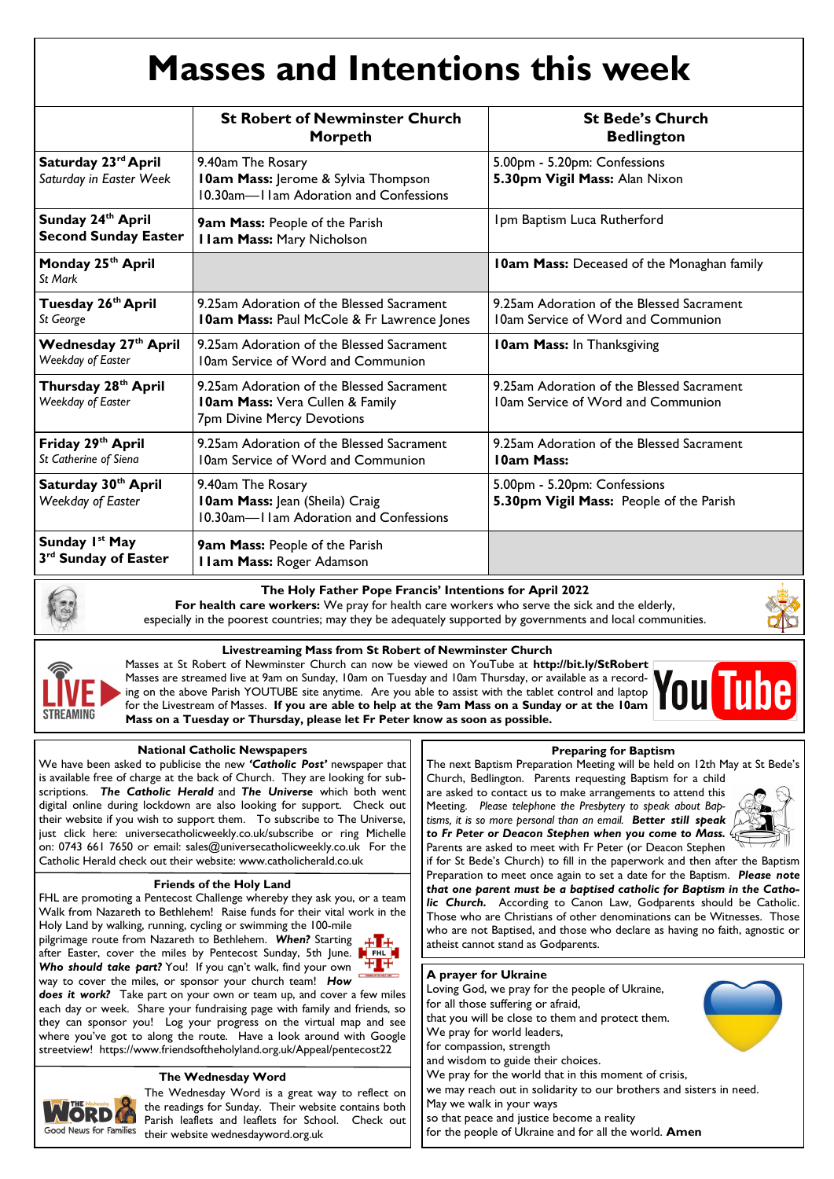# Masses and Intentions this week

| | St Robert of Newminster Church Morpeth | St Bede's Church Bedlington |
|---|---|---|
| **Saturday 23rd April** *Saturday in Easter Week* | 9.40am The Rosary<br>**10am Mass:** Jerome & Sylvia Thompson<br>10.30am—11am Adoration and Confessions | 5.00pm - 5.20pm: Confessions<br>**5.30pm Vigil Mass:** Alan Nixon |
| **Sunday 24th April** **Second Sunday Easter** | **9am Mass:** People of the Parish<br>**11am Mass:** Mary Nicholson | 1pm Baptism Luca Rutherford |
| **Monday 25th April** *St Mark* | | **10am Mass:** Deceased of the Monaghan family |
| **Tuesday 26th April** *St George* | 9.25am Adoration of the Blessed Sacrament<br>**10am Mass:** Paul McCole & Fr Lawrence Jones | 9.25am Adoration of the Blessed Sacrament<br>10am Service of Word and Communion |
| **Wednesday 27th April** *Weekday of Easter* | 9.25am Adoration of the Blessed Sacrament<br>10am Service of Word and Communion | **10am Mass:** In Thanksgiving |
| **Thursday 28th April** *Weekday of Easter* | 9.25am Adoration of the Blessed Sacrament<br>**10am Mass:** Vera Cullen & Family<br>7pm Divine Mercy Devotions | 9.25am Adoration of the Blessed Sacrament<br>10am Service of Word and Communion |
| **Friday 29th April** *St Catherine of Siena* | 9.25am Adoration of the Blessed Sacrament<br>10am Service of Word and Communion | 9.25am Adoration of the Blessed Sacrament<br>**10am Mass:** |
| **Saturday 30th April** *Weekday of Easter* | 9.40am The Rosary<br>**10am Mass:** Jean (Sheila) Craig<br>10.30am—11am Adoration and Confessions | 5.00pm - 5.20pm: Confessions<br>**5.30pm Vigil Mass:** People of the Parish |
| **Sunday 1st May** **3rd Sunday of Easter** | **9am Mass:** People of the Parish<br>**11am Mass:** Roger Adamson | |

**The Holy Father Pope Francis' Intentions for April 2022**

**For health care workers:** We pray for health care workers who serve the sick and the elderly, especially in the poorest countries; may they be adequately supported by governments and local communities.

**Livestreaming Mass from St Robert of Newminster Church**

Masses at St Robert of Newminster Church can now be viewed on YouTube at **http://bit.ly/StRobert** Masses are streamed live at 9am on Sunday, 10am on Tuesday and 10am Thursday, or available as a recording on the above Parish YOUTUBE site anytime. Are you able to assist with the tablet control and laptop for the Livestream of Masses. **If you are able to help at the 9am Mass on a Sunday or at the 10am Mass on a Tuesday or Thursday, please let Fr Peter know as soon as possible.**

**National Catholic Newspapers**

We have been asked to publicise the new ***'Catholic Post'*** newspaper that is available free of charge at the back of Church. They are looking for subscriptions. ***The Catholic Herald*** and ***The Universe*** which both went digital online during lockdown are also looking for support. Check out their website if you wish to support them. To subscribe to The Universe, just click here: universecatholicweekly.co.uk/subscribe or ring Michelle on: 0743 661 7650 or email: sales@universecatholicweekly.co.uk For the Catholic Herald check out their website: www.catholicherald.co.uk

**Friends of the Holy Land**

FHL are promoting a Pentecost Challenge whereby they ask you, or a team Walk from Nazareth to Bethlehem! Raise funds for their vital work in the Holy Land by walking, running, cycling or swimming the 100-mile pilgrimage route from Nazareth to Bethlehem. ***When?*** Starting after Easter, cover the miles by Pentecost Sunday, 5th June. ***Who should take part?*** You! If you can't walk, find your own way to cover the miles, or sponsor your church team! ***How does it work?*** Take part on your own or team up, and cover a few miles each day or week. Share your fundraising page with family and friends, so they can sponsor you! Log your progress on the virtual map and see where you've got to along the route. Have a look around with Google streetview! https://www.friendsoftheholyland.org.uk/Appeal/pentecost22

**The Wednesday Word**

The Wednesday Word is a great way to reflect on the readings for Sunday. Their website contains both Parish leaflets and leaflets for School. Check out their website wednesdayword.org.uk

**Preparing for Baptism**

The next Baptism Preparation Meeting will be held on 12th May at St Bede's Church, Bedlington. Parents requesting Baptism for a child are asked to contact us to make arrangements to attend this Meeting. *Please telephone the Presbytery to speak about Baptisms, it is so more personal than an email.* ***Better still speak to Fr Peter or Deacon Stephen when you come to Mass.*** Parents are asked to meet with Fr Peter (or Deacon Stephen if for St Bede's Church) to fill in the paperwork and then after the Baptism Preparation to meet once again to set a date for the Baptism. ***Please note that one parent must be a baptised catholic for Baptism in the Catholic Church.*** According to Canon Law, Godparents should be Catholic. Those who are Christians of other denominations can be Witnesses. Those who are not Baptised, and those who declare as having no faith, agnostic or atheist cannot stand as Godparents.

**A prayer for Ukraine**

Loving God, we pray for the people of Ukraine,
for all those suffering or afraid,
that you will be close to them and protect them.
We pray for world leaders,
for compassion, strength
and wisdom to guide their choices.
We pray for the world that in this moment of crisis,
we may reach out in solidarity to our brothers and sisters in need.
May we walk in your ways
so that peace and justice become a reality
for the people of Ukraine and for all the world. **Amen**